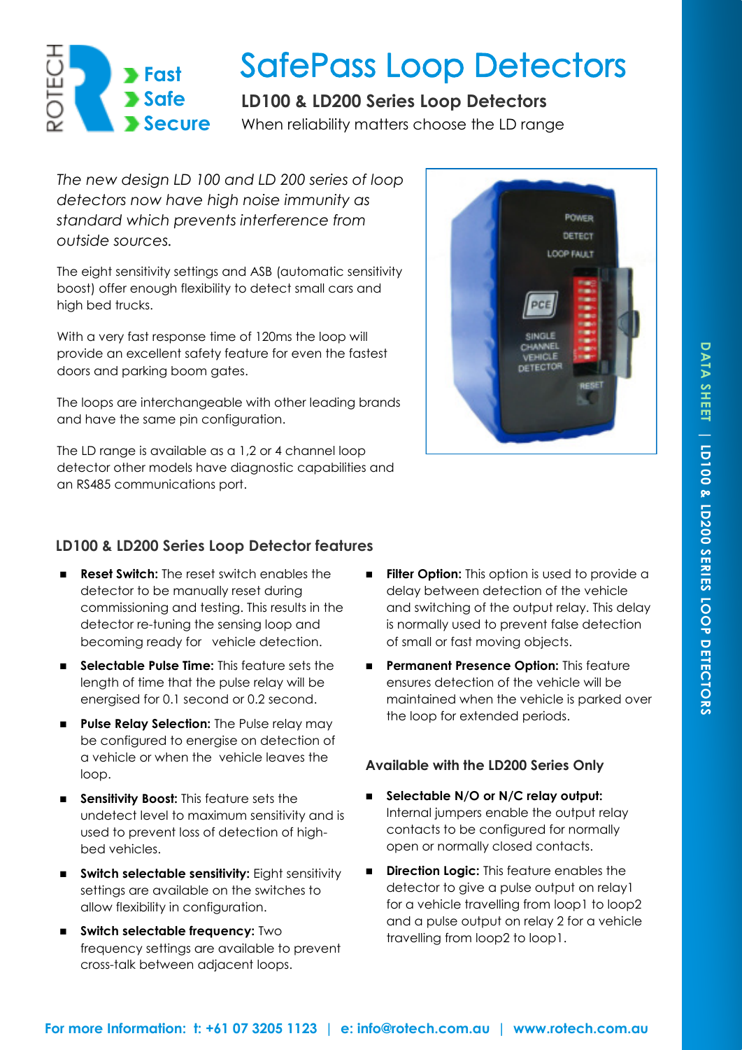ROTECH

Fast
Safe
Secure

# SafePass Loop Detectors

## LD100 & LD200 Series Loop Detectors

When reliability matters choose the LD range

*The new design LD 100 and LD 200 series of loop detectors now have high noise immunity as standard which prevents interference from outside sources.*

The eight sensitivity settings and ASB (automatic sensitivity boost) offer enough flexibility to detect small cars and high bed trucks.

With a very fast response time of 120ms the loop will provide an excellent safety feature for even the fastest doors and parking boom gates.

The loops are interchangeable with other leading brands and have the same pin configuration.

The LD range is available as a 1,2 or 4 channel loop detector other models have diagnostic capabilities and an RS485 communications port.

### LD100 & LD200 Series Loop Detector features

- **Reset Switch:** The reset switch enables the detector to be manually reset during commissioning and testing. This results in the detector re-tuning the sensing loop and becoming ready for vehicle detection.
- **Selectable Pulse Time:** This feature sets the length of time that the pulse relay will be energised for 0.1 second or 0.2 second.
- **Pulse Relay Selection:** The Pulse relay may be configured to energise on detection of a vehicle or when the vehicle leaves the loop.
- **Sensitivity Boost:** This feature sets the undetect level to maximum sensitivity and is used to prevent loss of detection of high-bed vehicles.
- **Switch selectable sensitivity:** Eight sensitivity settings are available on the switches to allow flexibility in configuration.
- **Switch selectable frequency:** Two frequency settings are available to prevent cross-talk between adjacent loops.
- **Filter Option:** This option is used to provide a delay between detection of the vehicle and switching of the output relay. This delay is normally used to prevent false detection of small or fast moving objects.
- **Permanent Presence Option:** This feature ensures detection of the vehicle will be maintained when the vehicle is parked over the loop for extended periods.

### Available with the LD200 Series Only

- **Selectable N/O or N/C relay output:** Internal jumpers enable the output relay contacts to be configured for normally open or normally closed contacts.
- **Direction Logic:** This feature enables the detector to give a pulse output on relay1 for a vehicle travelling from loop1 to loop2 and a pulse output on relay 2 for a vehicle travelling from loop2 to loop1.

For more Information: t: +61 07 3205 1123 | e: info@rotech.com.au | www.rotech.com.au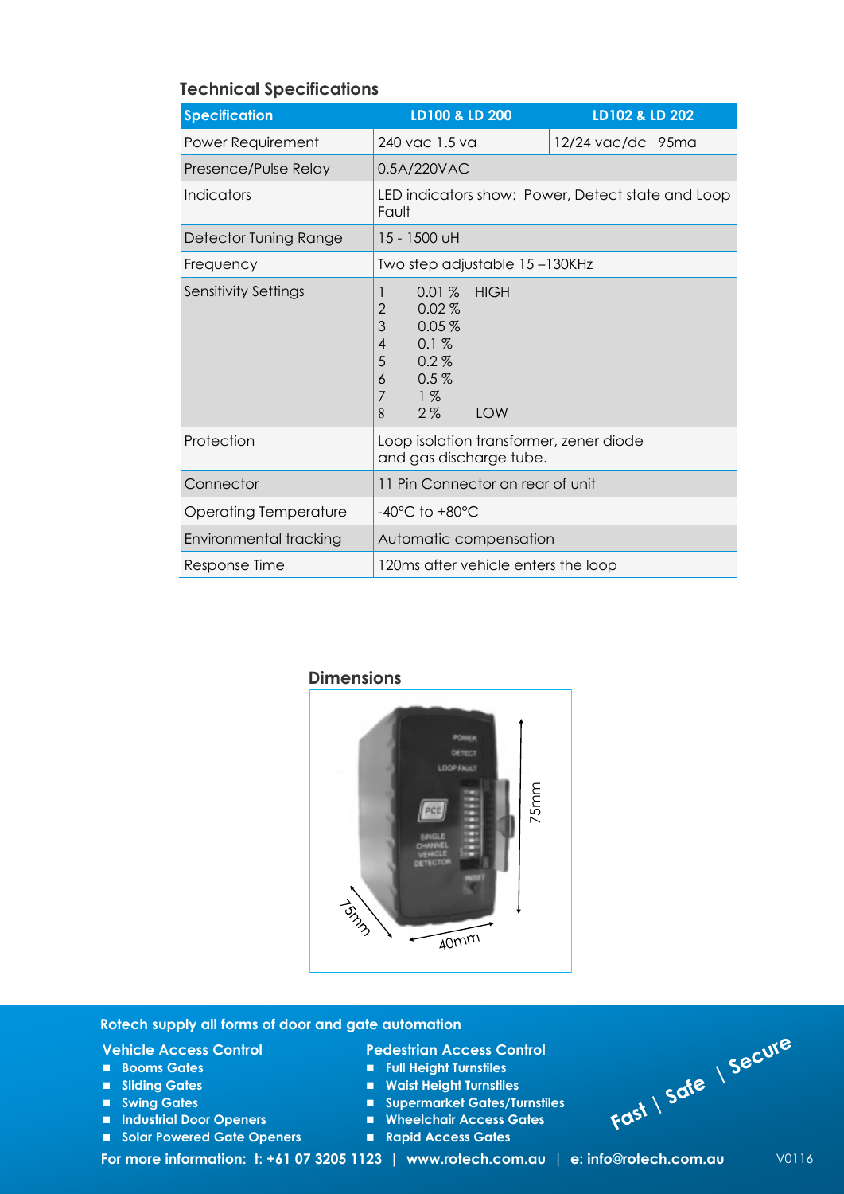## Technical Specifications

| Specification | LD100 & LD 200 | LD102 & LD 202 |
|---|---|---|
| Power Requirement | 240 vac 1.5 va | 12/24 vac/dc 95ma |
| Presence/Pulse Relay | 0.5A/220VAC | |
| Indicators | LED indicators show: Power, Detect state and Loop Fault | |
| Detector Tuning Range | 15 - 1500 uH | |
| Frequency | Two step adjustable 15 –130KHz | |
| Sensitivity Settings | 1 0.01 % HIGH<br>2 0.02 %<br>3 0.05 %<br>4 0.1 %<br>5 0.2 %<br>6 0.5 %<br>7 1 %<br>8 2 % LOW | |
| Protection | Loop isolation transformer, zener diode and gas discharge tube. | |
| Connector | 11 Pin Connector on rear of unit | |
| Operating Temperature | -40°C to +80°C | |
| Environmental tracking | Automatic compensation | |
| Response Time | 120ms after vehicle enters the loop | |

## Dimensions

POWER
DETECT
LOOP FAULT
PCE
SINGLE CHANNEL VEHICLE DETECTOR
RESET
75mm
75mm
40mm

**Rotech supply all forms of door and gate automation**

**Vehicle Access Control**
- Booms Gates
- Sliding Gates
- Swing Gates
- Industrial Door Openers
- Solar Powered Gate Openers

**Pedestrian Access Control**
- Full Height Turnstiles
- Waist Height Turnstiles
- Supermarket Gates/Turnstiles
- Wheelchair Access Gates
- Rapid Access Gates

Fast | Safe | Secure

**For more information: t: +61 07 3205 1123 | www.rotech.com.au | e: info@rotech.com.au**

V0116